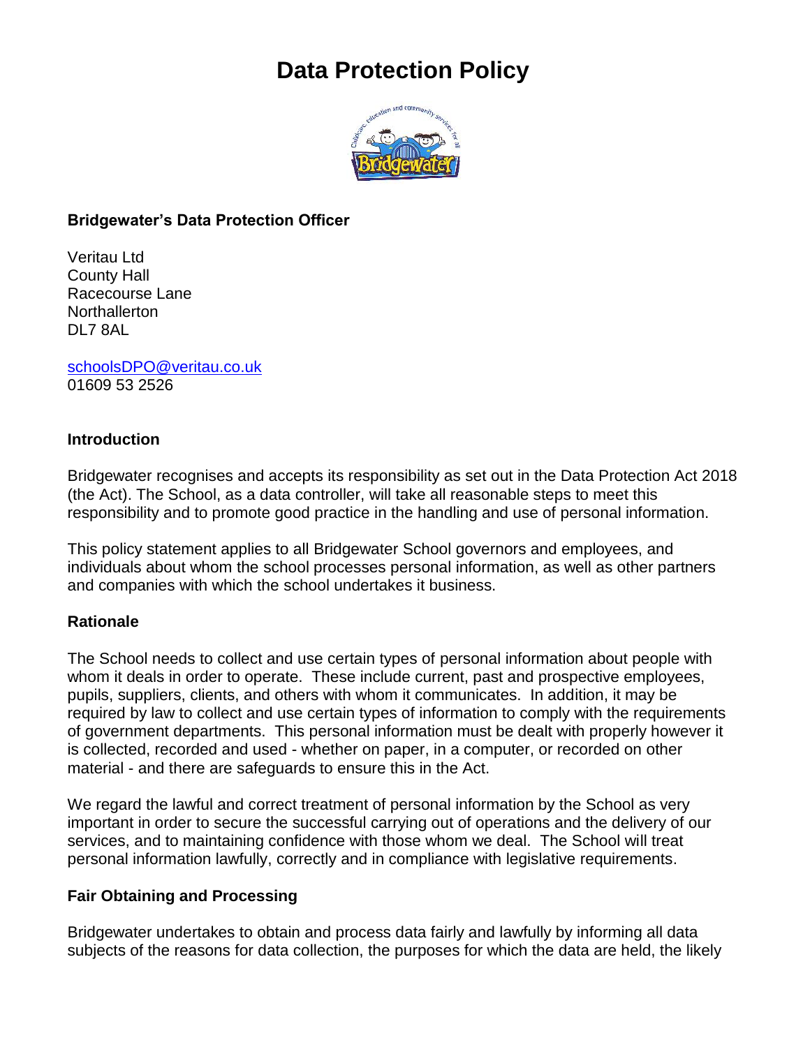# Data Protection Policy

**Bridgewater's Data Protection Officer**

Veritau Ltd
County Hall
Racecourse Lane
Northallerton
DL7 8AL

schoolsDPO@veritau.co.uk
01609 53 2526

**Introduction**

Bridgewater recognises and accepts its responsibility as set out in the Data Protection Act 2018 (the Act). The School, as a data controller, will take all reasonable steps to meet this responsibility and to promote good practice in the handling and use of personal information.

This policy statement applies to all Bridgewater School governors and employees, and individuals about whom the school processes personal information, as well as other partners and companies with which the school undertakes it business.

**Rationale**

The School needs to collect and use certain types of personal information about people with whom it deals in order to operate. These include current, past and prospective employees, pupils, suppliers, clients, and others with whom it communicates. In addition, it may be required by law to collect and use certain types of information to comply with the requirements of government departments. This personal information must be dealt with properly however it is collected, recorded and used - whether on paper, in a computer, or recorded on other material - and there are safeguards to ensure this in the Act.

We regard the lawful and correct treatment of personal information by the School as very important in order to secure the successful carrying out of operations and the delivery of our services, and to maintaining confidence with those whom we deal. The School will treat personal information lawfully, correctly and in compliance with legislative requirements.

**Fair Obtaining and Processing**

Bridgewater undertakes to obtain and process data fairly and lawfully by informing all data subjects of the reasons for data collection, the purposes for which the data are held, the likely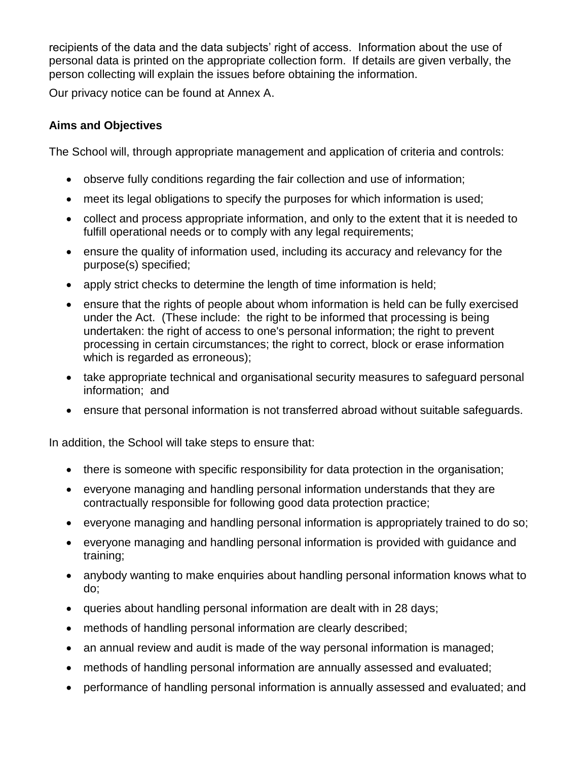recipients of the data and the data subjects' right of access. Information about the use of personal data is printed on the appropriate collection form. If details are given verbally, the person collecting will explain the issues before obtaining the information.

Our privacy notice can be found at Annex A.

**Aims and Objectives**

The School will, through appropriate management and application of criteria and controls:

- observe fully conditions regarding the fair collection and use of information;
- meet its legal obligations to specify the purposes for which information is used;
- collect and process appropriate information, and only to the extent that it is needed to fulfill operational needs or to comply with any legal requirements;
- ensure the quality of information used, including its accuracy and relevancy for the purpose(s) specified;
- apply strict checks to determine the length of time information is held;
- ensure that the rights of people about whom information is held can be fully exercised under the Act. (These include: the right to be informed that processing is being undertaken: the right of access to one's personal information; the right to prevent processing in certain circumstances; the right to correct, block or erase information which is regarded as erroneous);
- take appropriate technical and organisational security measures to safeguard personal information; and
- ensure that personal information is not transferred abroad without suitable safeguards.

In addition, the School will take steps to ensure that:

- there is someone with specific responsibility for data protection in the organisation;
- everyone managing and handling personal information understands that they are contractually responsible for following good data protection practice;
- everyone managing and handling personal information is appropriately trained to do so;
- everyone managing and handling personal information is provided with guidance and training;
- anybody wanting to make enquiries about handling personal information knows what to do;
- queries about handling personal information are dealt with in 28 days;
- methods of handling personal information are clearly described;
- an annual review and audit is made of the way personal information is managed;
- methods of handling personal information are annually assessed and evaluated;
- performance of handling personal information is annually assessed and evaluated; and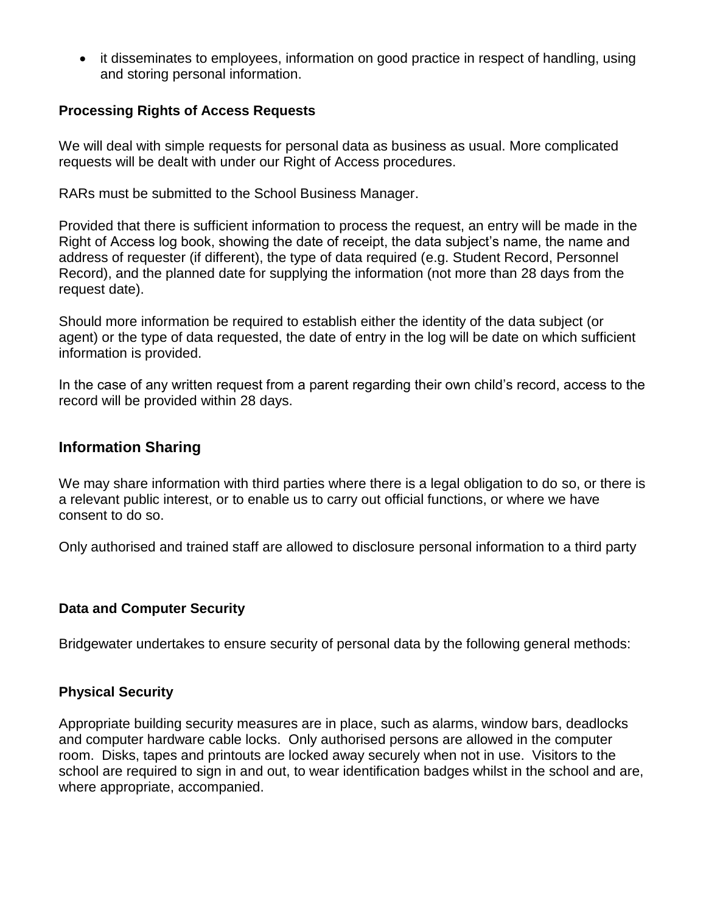- it disseminates to employees, information on good practice in respect of handling, using and storing personal information.

### Processing Rights of Access Requests

We will deal with simple requests for personal data as business as usual. More complicated requests will be dealt with under our Right of Access procedures.

RARs must be submitted to the School Business Manager.

Provided that there is sufficient information to process the request, an entry will be made in the Right of Access log book, showing the date of receipt, the data subject's name, the name and address of requester (if different), the type of data required (e.g. Student Record, Personnel Record), and the planned date for supplying the information (not more than 28 days from the request date).

Should more information be required to establish either the identity of the data subject (or agent) or the type of data requested, the date of entry in the log will be date on which sufficient information is provided.

In the case of any written request from a parent regarding their own child's record, access to the record will be provided within 28 days.

## Information Sharing

We may share information with third parties where there is a legal obligation to do so, or there is a relevant public interest, or to enable us to carry out official functions, or where we have consent to do so.

Only authorised and trained staff are allowed to disclosure personal information to a third party

### Data and Computer Security

Bridgewater undertakes to ensure security of personal data by the following general methods:

### Physical Security

Appropriate building security measures are in place, such as alarms, window bars, deadlocks and computer hardware cable locks. Only authorised persons are allowed in the computer room. Disks, tapes and printouts are locked away securely when not in use. Visitors to the school are required to sign in and out, to wear identification badges whilst in the school and are, where appropriate, accompanied.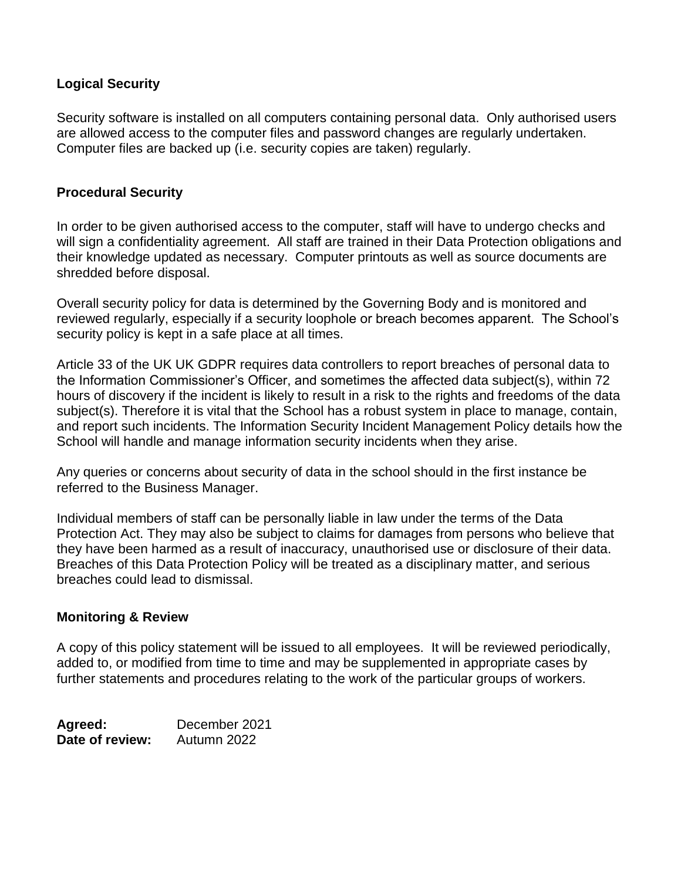### Logical Security

Security software is installed on all computers containing personal data. Only authorised users are allowed access to the computer files and password changes are regularly undertaken. Computer files are backed up (i.e. security copies are taken) regularly.

### Procedural Security

In order to be given authorised access to the computer, staff will have to undergo checks and will sign a confidentiality agreement. All staff are trained in their Data Protection obligations and their knowledge updated as necessary. Computer printouts as well as source documents are shredded before disposal.

Overall security policy for data is determined by the Governing Body and is monitored and reviewed regularly, especially if a security loophole or breach becomes apparent. The School's security policy is kept in a safe place at all times.

Article 33 of the UK UK GDPR requires data controllers to report breaches of personal data to the Information Commissioner's Officer, and sometimes the affected data subject(s), within 72 hours of discovery if the incident is likely to result in a risk to the rights and freedoms of the data subject(s). Therefore it is vital that the School has a robust system in place to manage, contain, and report such incidents. The Information Security Incident Management Policy details how the School will handle and manage information security incidents when they arise.

Any queries or concerns about security of data in the school should in the first instance be referred to the Business Manager.

Individual members of staff can be personally liable in law under the terms of the Data Protection Act. They may also be subject to claims for damages from persons who believe that they have been harmed as a result of inaccuracy, unauthorised use or disclosure of their data. Breaches of this Data Protection Policy will be treated as a disciplinary matter, and serious breaches could lead to dismissal.

### Monitoring & Review

A copy of this policy statement will be issued to all employees. It will be reviewed periodically, added to, or modified from time to time and may be supplemented in appropriate cases by further statements and procedures relating to the work of the particular groups of workers.

**Agreed:** December 2021
**Date of review:** Autumn 2022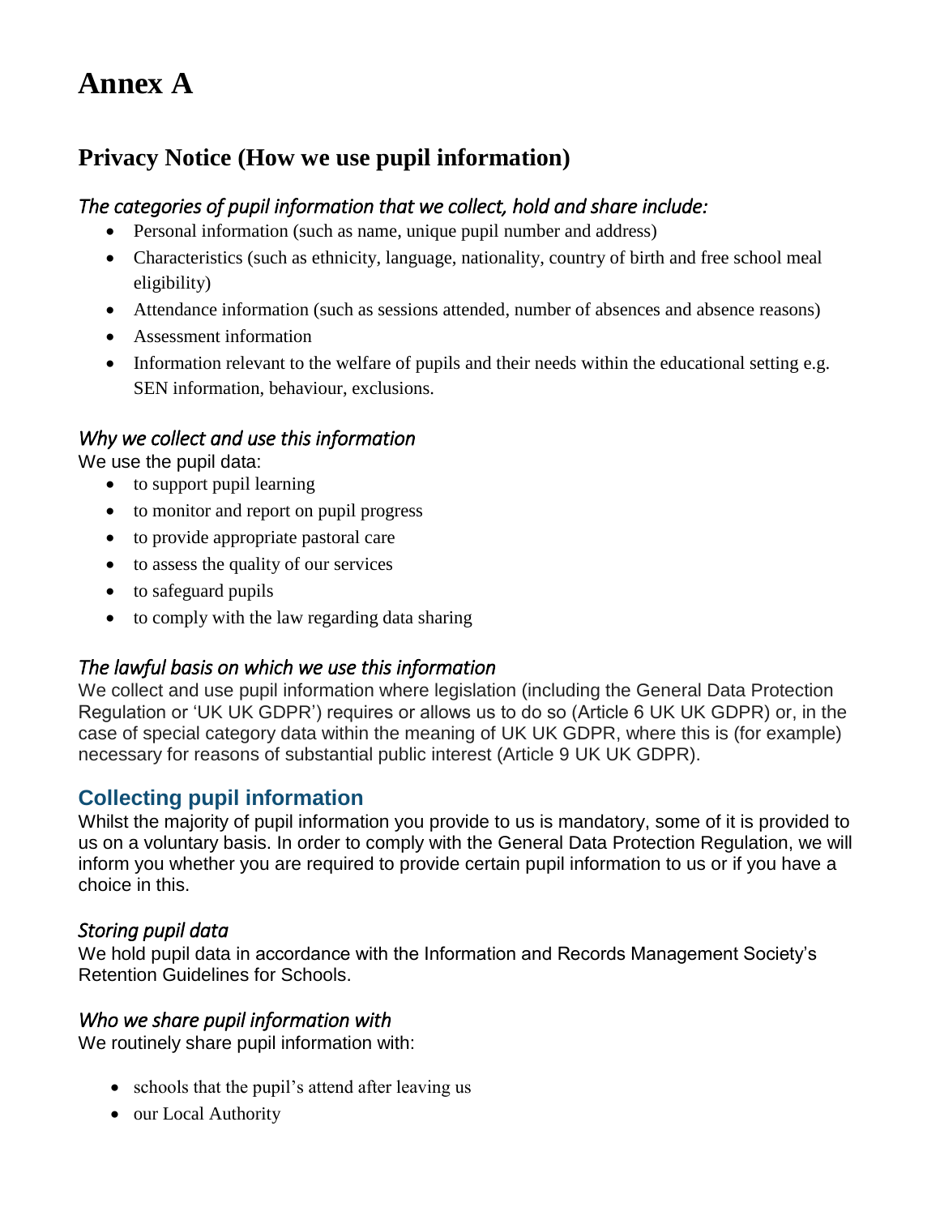# Annex A

## Privacy Notice (How we use pupil information)

### *The categories of pupil information that we collect, hold and share include:*

- Personal information (such as name, unique pupil number and address)
- Characteristics (such as ethnicity, language, nationality, country of birth and free school meal eligibility)
- Attendance information (such as sessions attended, number of absences and absence reasons)
- Assessment information
- Information relevant to the welfare of pupils and their needs within the educational setting e.g. SEN information, behaviour, exclusions.

### *Why we collect and use this information*

We use the pupil data:

- to support pupil learning
- to monitor and report on pupil progress
- to provide appropriate pastoral care
- to assess the quality of our services
- to safeguard pupils
- to comply with the law regarding data sharing

### *The lawful basis on which we use this information*

We collect and use pupil information where legislation (including the General Data Protection Regulation or 'UK UK GDPR') requires or allows us to do so (Article 6 UK UK GDPR) or, in the case of special category data within the meaning of UK UK GDPR, where this is (for example) necessary for reasons of substantial public interest (Article 9 UK UK GDPR).

### Collecting pupil information

Whilst the majority of pupil information you provide to us is mandatory, some of it is provided to us on a voluntary basis. In order to comply with the General Data Protection Regulation, we will inform you whether you are required to provide certain pupil information to us or if you have a choice in this.

### *Storing pupil data*

We hold pupil data in accordance with the Information and Records Management Society's Retention Guidelines for Schools.

### *Who we share pupil information with*

We routinely share pupil information with:

- schools that the pupil's attend after leaving us
- our Local Authority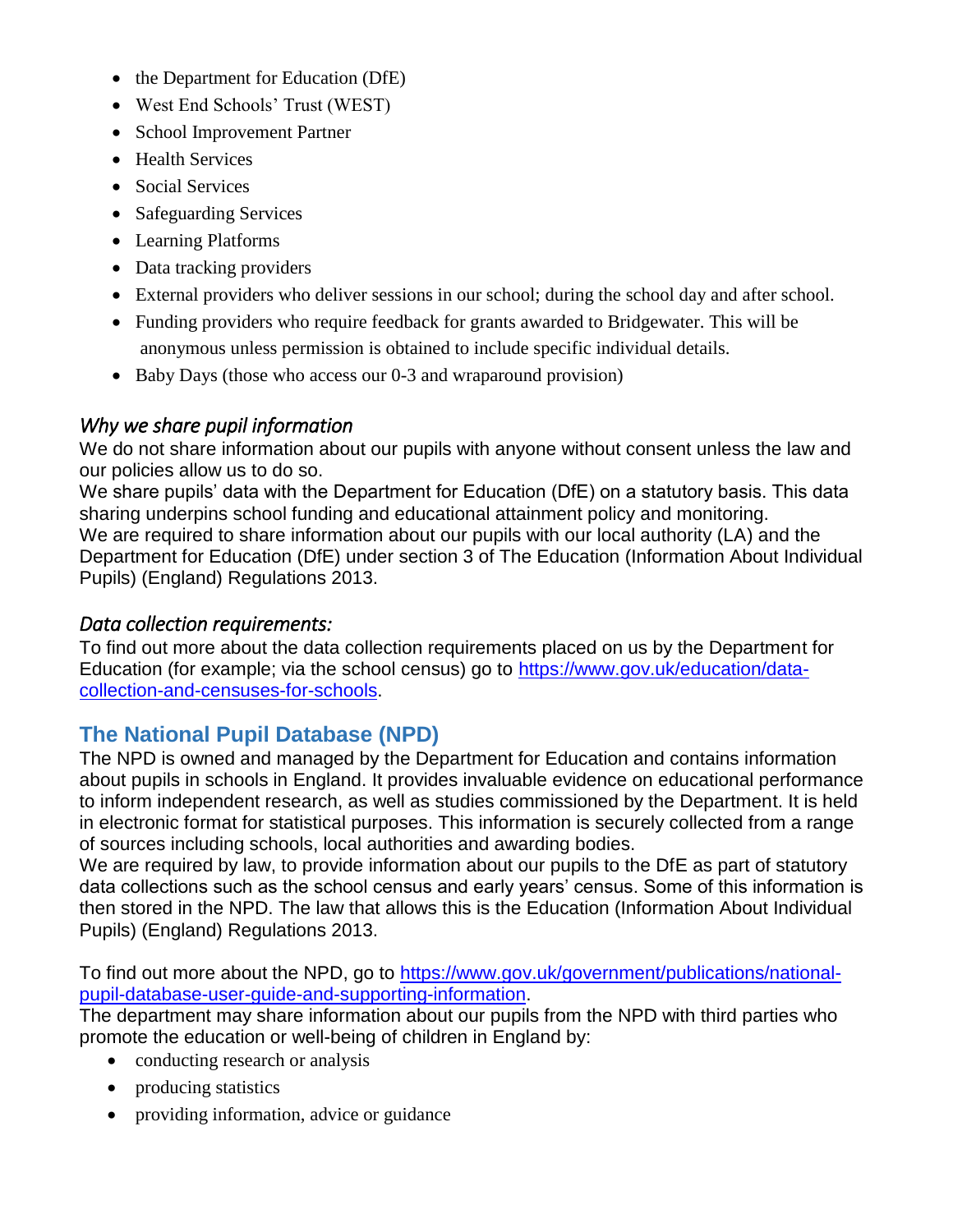- the Department for Education (DfE)
- West End Schools' Trust (WEST)
- School Improvement Partner
- Health Services
- Social Services
- Safeguarding Services
- Learning Platforms
- Data tracking providers
- External providers who deliver sessions in our school; during the school day and after school.
- Funding providers who require feedback for grants awarded to Bridgewater. This will be anonymous unless permission is obtained to include specific individual details.
- Baby Days (those who access our 0-3 and wraparound provision)

### *Why we share pupil information*

We do not share information about our pupils with anyone without consent unless the law and our policies allow us to do so.
We share pupils' data with the Department for Education (DfE) on a statutory basis. This data sharing underpins school funding and educational attainment policy and monitoring.
We are required to share information about our pupils with our local authority (LA) and the Department for Education (DfE) under section 3 of The Education (Information About Individual Pupils) (England) Regulations 2013.

### *Data collection requirements:*

To find out more about the data collection requirements placed on us by the Department for Education (for example; via the school census) go to [https://www.gov.uk/education/data-collection-and-censuses-for-schools](https://www.gov.uk/education/data-collection-and-censuses-for-schools).

## The National Pupil Database (NPD)

The NPD is owned and managed by the Department for Education and contains information about pupils in schools in England. It provides invaluable evidence on educational performance to inform independent research, as well as studies commissioned by the Department. It is held in electronic format for statistical purposes. This information is securely collected from a range of sources including schools, local authorities and awarding bodies.
We are required by law, to provide information about our pupils to the DfE as part of statutory data collections such as the school census and early years' census. Some of this information is then stored in the NPD. The law that allows this is the Education (Information About Individual Pupils) (England) Regulations 2013.

To find out more about the NPD, go to [https://www.gov.uk/government/publications/national-pupil-database-user-guide-and-supporting-information](https://www.gov.uk/government/publications/national-pupil-database-user-guide-and-supporting-information).
The department may share information about our pupils from the NPD with third parties who promote the education or well-being of children in England by:

- conducting research or analysis
- producing statistics
- providing information, advice or guidance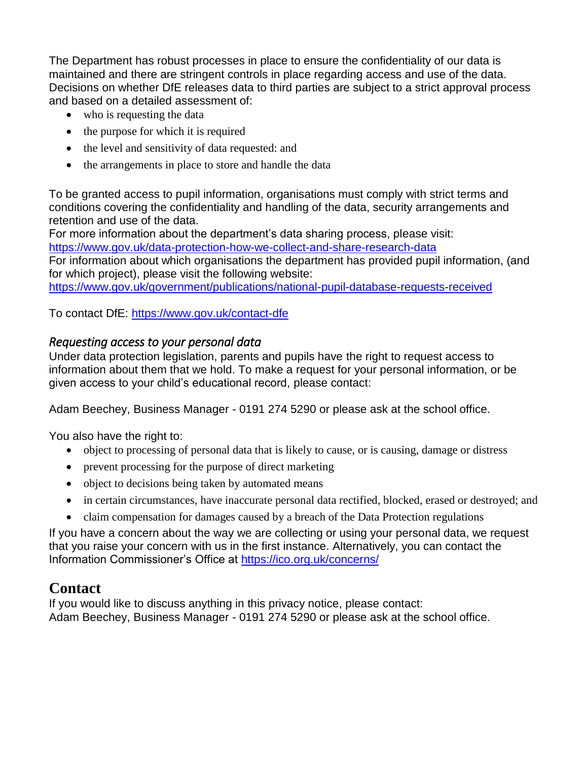The Department has robust processes in place to ensure the confidentiality of our data is maintained and there are stringent controls in place regarding access and use of the data. Decisions on whether DfE releases data to third parties are subject to a strict approval process and based on a detailed assessment of:

- who is requesting the data
- the purpose for which it is required
- the level and sensitivity of data requested: and
- the arrangements in place to store and handle the data

To be granted access to pupil information, organisations must comply with strict terms and conditions covering the confidentiality and handling of the data, security arrangements and retention and use of the data.
For more information about the department's data sharing process, please visit: [https://www.gov.uk/data-protection-how-we-collect-and-share-research-data](https://www.gov.uk/data-protection-how-we-collect-and-share-research-data)
For information about which organisations the department has provided pupil information, (and for which project), please visit the following website: [https://www.gov.uk/government/publications/national-pupil-database-requests-received](https://www.gov.uk/government/publications/national-pupil-database-requests-received)

To contact DfE: [https://www.gov.uk/contact-dfe](https://www.gov.uk/contact-dfe)

### *Requesting access to your personal data*

Under data protection legislation, parents and pupils have the right to request access to information about them that we hold. To make a request for your personal information, or be given access to your child's educational record, please contact:

Adam Beechey, Business Manager - 0191 274 5290 or please ask at the school office.

You also have the right to:

- object to processing of personal data that is likely to cause, or is causing, damage or distress
- prevent processing for the purpose of direct marketing
- object to decisions being taken by automated means
- in certain circumstances, have inaccurate personal data rectified, blocked, erased or destroyed; and
- claim compensation for damages caused by a breach of the Data Protection regulations

If you have a concern about the way we are collecting or using your personal data, we request that you raise your concern with us in the first instance. Alternatively, you can contact the Information Commissioner's Office at [https://ico.org.uk/concerns/](https://ico.org.uk/concerns/)

## Contact

If you would like to discuss anything in this privacy notice, please contact:
Adam Beechey, Business Manager - 0191 274 5290 or please ask at the school office.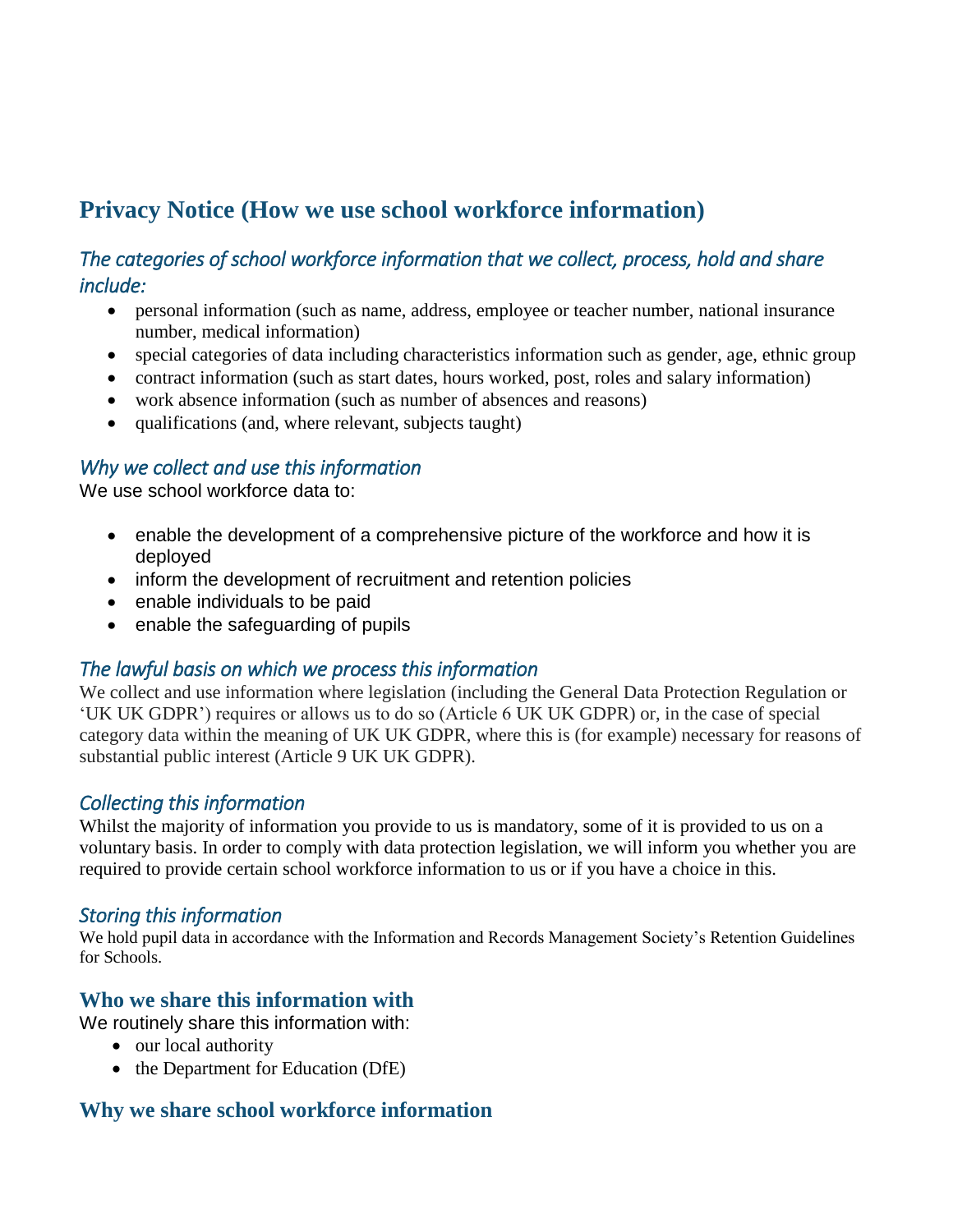## Privacy Notice (How we use school workforce information)

### *The categories of school workforce information that we collect, process, hold and share include:*

- personal information (such as name, address, employee or teacher number, national insurance number, medical information)
- special categories of data including characteristics information such as gender, age, ethnic group
- contract information (such as start dates, hours worked, post, roles and salary information)
- work absence information (such as number of absences and reasons)
- qualifications (and, where relevant, subjects taught)

### *Why we collect and use this information*

We use school workforce data to:

- enable the development of a comprehensive picture of the workforce and how it is deployed
- inform the development of recruitment and retention policies
- enable individuals to be paid
- enable the safeguarding of pupils

### *The lawful basis on which we process this information*

We collect and use information where legislation (including the General Data Protection Regulation or 'UK UK GDPR') requires or allows us to do so (Article 6 UK UK GDPR) or, in the case of special category data within the meaning of UK UK GDPR, where this is (for example) necessary for reasons of substantial public interest (Article 9 UK UK GDPR).

### *Collecting this information*

Whilst the majority of information you provide to us is mandatory, some of it is provided to us on a voluntary basis. In order to comply with data protection legislation, we will inform you whether you are required to provide certain school workforce information to us or if you have a choice in this.

### *Storing this information*

We hold pupil data in accordance with the Information and Records Management Society's Retention Guidelines for Schools.

### Who we share this information with

We routinely share this information with:

- our local authority
- the Department for Education (DfE)

### Why we share school workforce information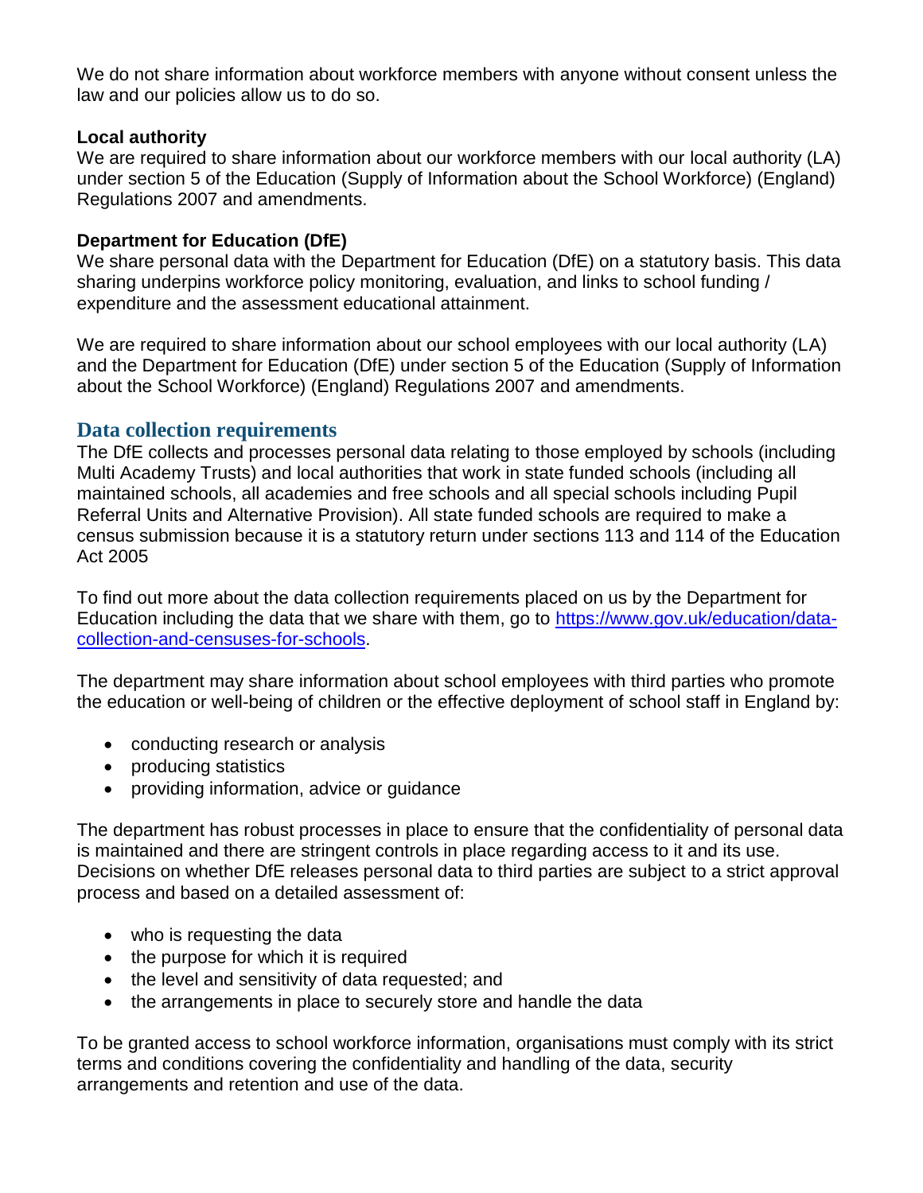We do not share information about workforce members with anyone without consent unless the law and our policies allow us to do so.

**Local authority**
We are required to share information about our workforce members with our local authority (LA) under section 5 of the Education (Supply of Information about the School Workforce) (England) Regulations 2007 and amendments.

**Department for Education (DfE)**
We share personal data with the Department for Education (DfE) on a statutory basis. This data sharing underpins workforce policy monitoring, evaluation, and links to school funding / expenditure and the assessment educational attainment.

We are required to share information about our school employees with our local authority (LA) and the Department for Education (DfE) under section 5 of the Education (Supply of Information about the School Workforce) (England) Regulations 2007 and amendments.

## Data collection requirements

The DfE collects and processes personal data relating to those employed by schools (including Multi Academy Trusts) and local authorities that work in state funded schools (including all maintained schools, all academies and free schools and all special schools including Pupil Referral Units and Alternative Provision). All state funded schools are required to make a census submission because it is a statutory return under sections 113 and 114 of the Education Act 2005

To find out more about the data collection requirements placed on us by the Department for Education including the data that we share with them, go to [https://www.gov.uk/education/data-collection-and-censuses-for-schools](https://www.gov.uk/education/data-collection-and-censuses-for-schools).

The department may share information about school employees with third parties who promote the education or well-being of children or the effective deployment of school staff in England by:

- conducting research or analysis
- producing statistics
- providing information, advice or guidance

The department has robust processes in place to ensure that the confidentiality of personal data is maintained and there are stringent controls in place regarding access to it and its use. Decisions on whether DfE releases personal data to third parties are subject to a strict approval process and based on a detailed assessment of:

- who is requesting the data
- the purpose for which it is required
- the level and sensitivity of data requested; and
- the arrangements in place to securely store and handle the data

To be granted access to school workforce information, organisations must comply with its strict terms and conditions covering the confidentiality and handling of the data, security arrangements and retention and use of the data.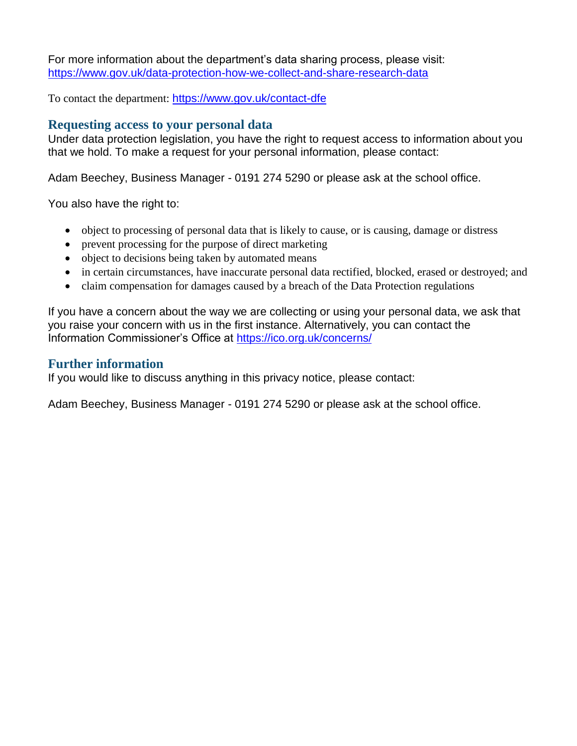For more information about the department's data sharing process, please visit:
https://www.gov.uk/data-protection-how-we-collect-and-share-research-data

To contact the department: https://www.gov.uk/contact-dfe

## Requesting access to your personal data

Under data protection legislation, you have the right to request access to information about you that we hold. To make a request for your personal information, please contact:

Adam Beechey, Business Manager - 0191 274 5290 or please ask at the school office.

You also have the right to:

- object to processing of personal data that is likely to cause, or is causing, damage or distress
- prevent processing for the purpose of direct marketing
- object to decisions being taken by automated means
- in certain circumstances, have inaccurate personal data rectified, blocked, erased or destroyed; and
- claim compensation for damages caused by a breach of the Data Protection regulations

If you have a concern about the way we are collecting or using your personal data, we ask that you raise your concern with us in the first instance. Alternatively, you can contact the Information Commissioner's Office at https://ico.org.uk/concerns/

## Further information

If you would like to discuss anything in this privacy notice, please contact:

Adam Beechey, Business Manager - 0191 274 5290 or please ask at the school office.